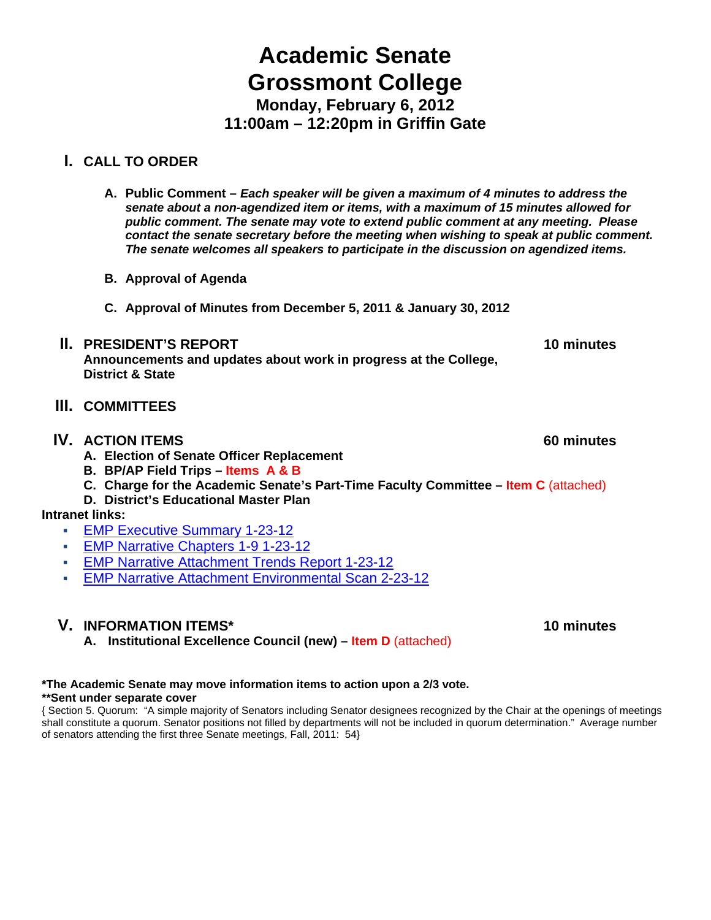# Academic Senate
# Grossmont College
### Monday, February 6, 2012
### 11:00am – 12:20pm in Griffin Gate

## I. CALL TO ORDER

**A. Public Comment –** ***Each speaker will be given a maximum of 4 minutes to address the senate about a non-agendized item or items, with a maximum of 15 minutes allowed for public comment. The senate may vote to extend public comment at any meeting. Please contact the senate secretary before the meeting when wishing to speak at public comment. The senate welcomes all speakers to participate in the discussion on agendized items.***

**B. Approval of Agenda**

**C. Approval of Minutes from December 5, 2011 & January 30, 2012**

## II. PRESIDENT'S REPORT — 10 minutes

**Announcements and updates about work in progress at the College, District & State**

## III. COMMITTEES

## IV. ACTION ITEMS — 60 minutes

**A. Election of Senate Officer Replacement**

**B. BP/AP Field Trips – Items A & B**

**C. Charge for the Academic Senate's Part-Time Faculty Committee – Item C** (attached)

**D. District's Educational Master Plan**

**Intranet links:**

- EMP Executive Summary 1-23-12
- EMP Narrative Chapters 1-9 1-23-12
- EMP Narrative Attachment Trends Report 1-23-12
- EMP Narrative Attachment Environmental Scan 2-23-12

## V. INFORMATION ITEMS* — 10 minutes

**A. Institutional Excellence Council (new) – Item D** (attached)

**\*The Academic Senate may move information items to action upon a 2/3 vote.**
**\*\*Sent under separate cover**

{ Section 5. Quorum: "A simple majority of Senators including Senator designees recognized by the Chair at the openings of meetings shall constitute a quorum. Senator positions not filled by departments will not be included in quorum determination." Average number of senators attending the first three Senate meetings, Fall, 2011: 54}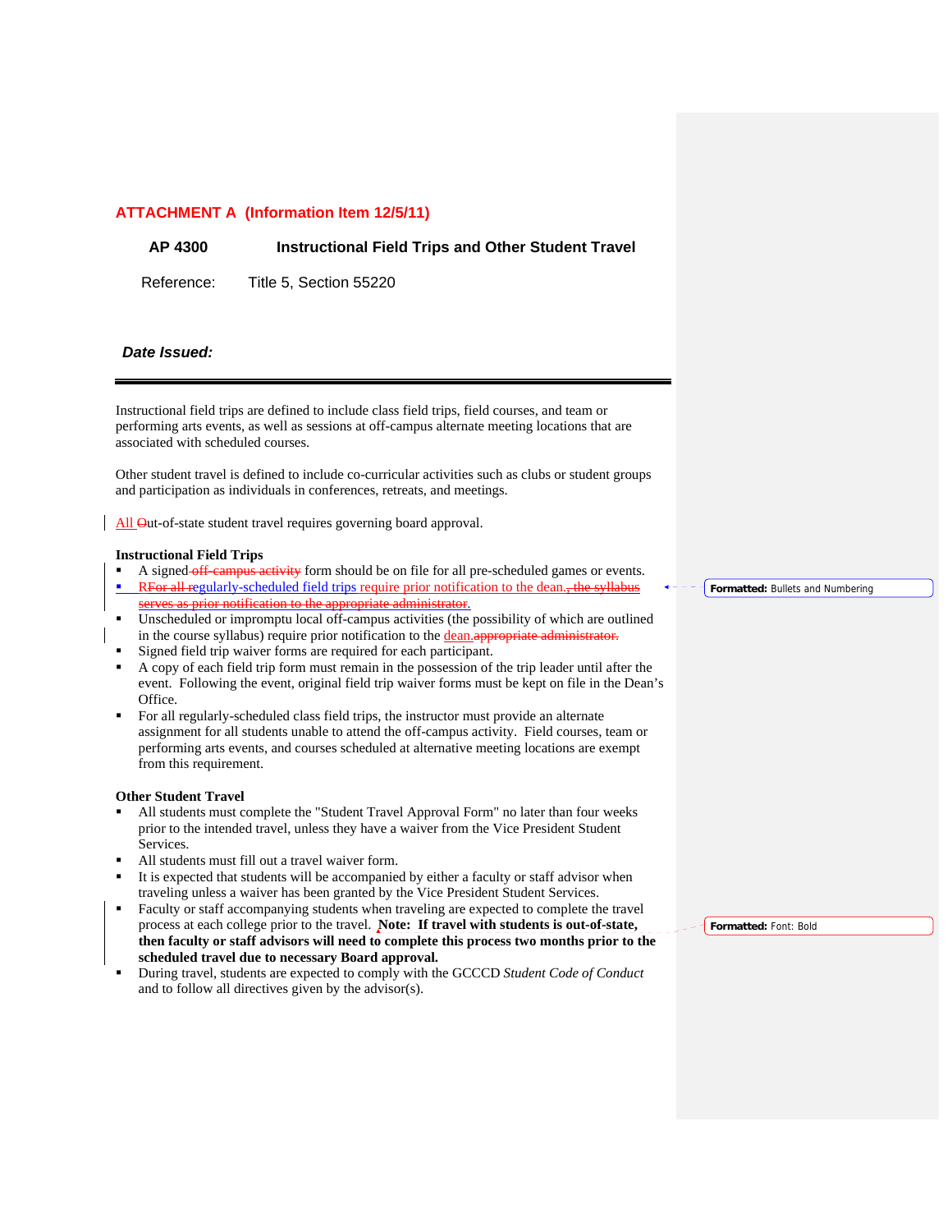**ATTACHMENT A (Information Item 12/5/11)**

**AP 4300 Instructional Field Trips and Other Student Travel**

Reference: Title 5, Section 55220

***Date Issued:***

---

Instructional field trips are defined to include class field trips, field courses, and team or performing arts events, as well as sessions at off-campus alternate meeting locations that are associated with scheduled courses.

Other student travel is defined to include co-curricular activities such as clubs or student groups and participation as individuals in conferences, retreats, and meetings.

All ~~O~~out-of-state student travel requires governing board approval.

**Instructional Field Trips**

- A signed ~~off-campus activity~~ form should be on file for all pre-scheduled games or events.
- R~~For all r~~egularly-scheduled field trips require prior notification to the dean.~~, the syllabus serves as prior notification to the appropriate administrator.~~
- Unscheduled or impromptu local off-campus activities (the possibility of which are outlined in the course syllabus) require prior notification to the dean.~~appropriate administrator.~~
- Signed field trip waiver forms are required for each participant.
- A copy of each field trip form must remain in the possession of the trip leader until after the event. Following the event, original field trip waiver forms must be kept on file in the Dean's Office.
- For all regularly-scheduled class field trips, the instructor must provide an alternate assignment for all students unable to attend the off-campus activity. Field courses, team or performing arts events, and courses scheduled at alternative meeting locations are exempt from this requirement.

**Other Student Travel**

- All students must complete the "Student Travel Approval Form" no later than four weeks prior to the intended travel, unless they have a waiver from the Vice President Student Services.
- All students must fill out a travel waiver form.
- It is expected that students will be accompanied by either a faculty or staff advisor when traveling unless a waiver has been granted by the Vice President Student Services.
- Faculty or staff accompanying students when traveling are expected to complete the travel process at each college prior to the travel. **Note: If travel with students is out-of-state, then faculty or staff advisors will need to complete this process two months prior to the scheduled travel due to necessary Board approval.**
- During travel, students are expected to comply with the GCCCD *Student Code of Conduct* and to follow all directives given by the advisor(s).

Formatted: Bullets and Numbering

Formatted: Font: Bold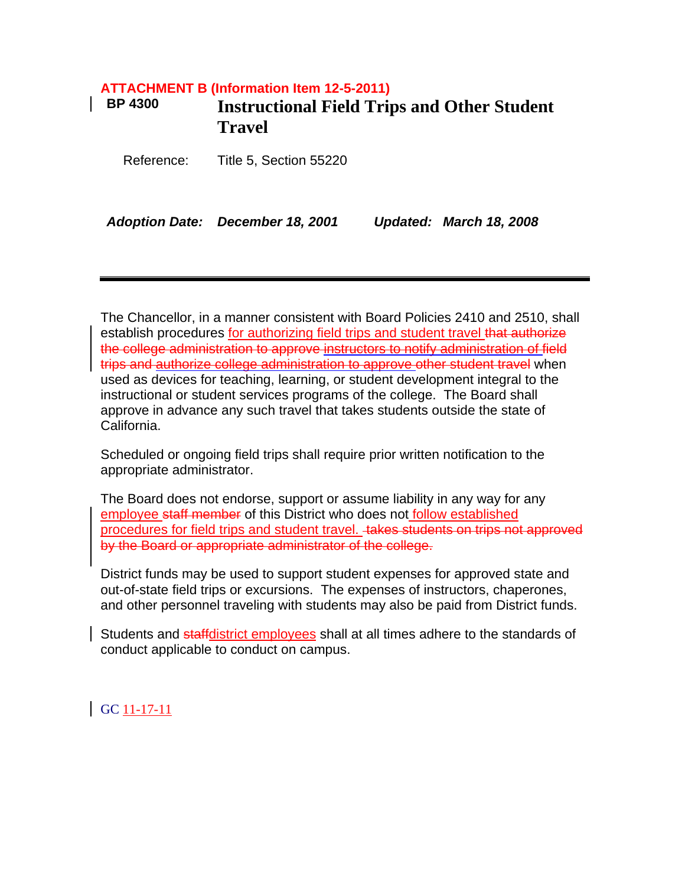**ATTACHMENT B (Information Item 12-5-2011)**

**BP 4300** **Instructional Field Trips and Other Student Travel**

Reference: Title 5, Section 55220

***Adoption Date: December 18, 2001 Updated: March 18, 2008***

---

The Chancellor, in a manner consistent with Board Policies 2410 and 2510, shall establish procedures for authorizing field trips and student travel ~~that authorize the college administration to approve instructors to notify administration of field trips and authorize college administration to approve other student travel~~ when used as devices for teaching, learning, or student development integral to the instructional or student services programs of the college. The Board shall approve in advance any such travel that takes students outside the state of California.

Scheduled or ongoing field trips shall require prior written notification to the appropriate administrator.

The Board does not endorse, support or assume liability in any way for any employee ~~staff member~~ of this District who does not follow established procedures for field trips and student travel. ~~takes students on trips not approved by the Board or appropriate administrator of the college.~~

District funds may be used to support student expenses for approved state and out-of-state field trips or excursions. The expenses of instructors, chaperones, and other personnel traveling with students may also be paid from District funds.

Students and ~~staff~~district employees shall at all times adhere to the standards of conduct applicable to conduct on campus.

GC 11-17-11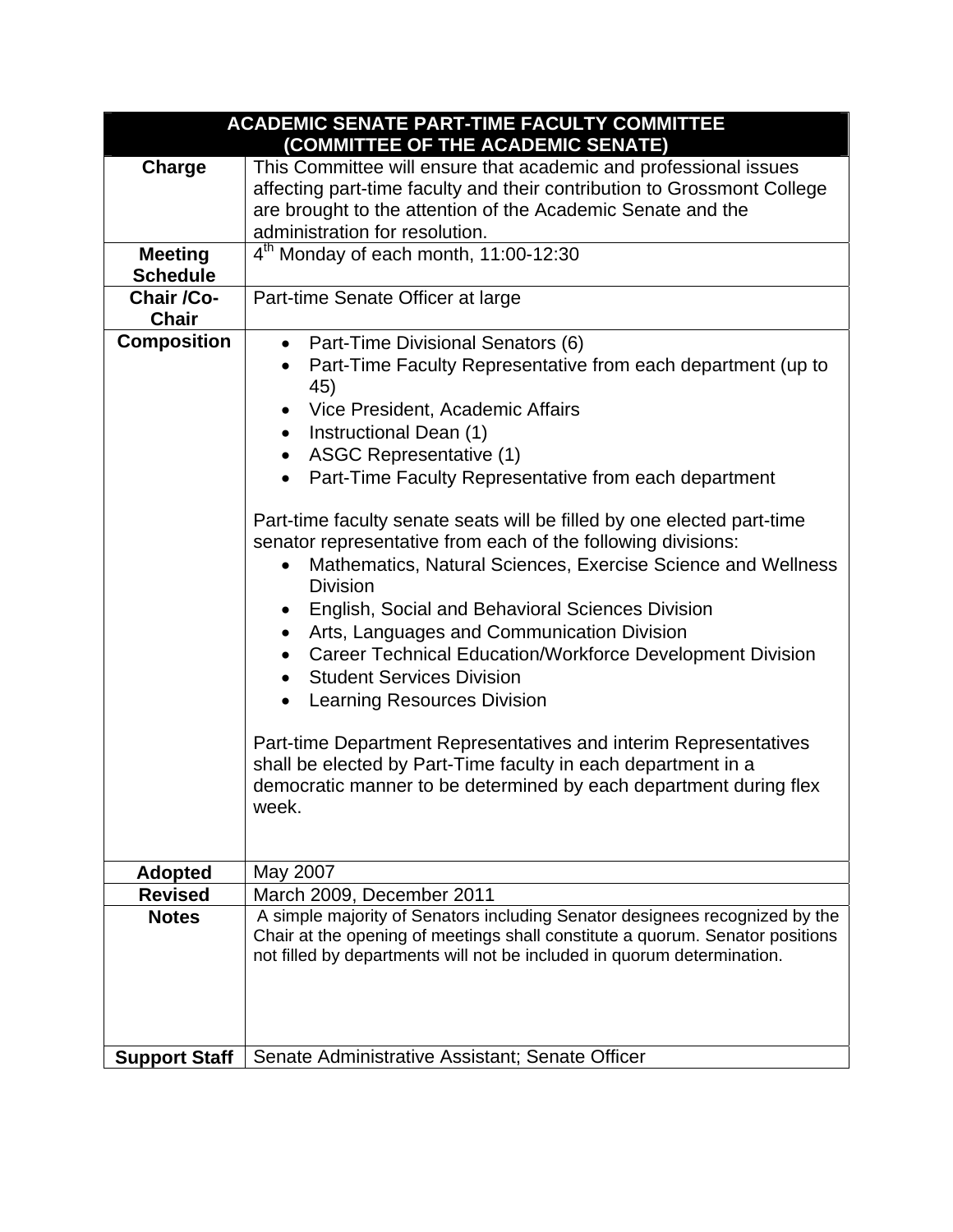| ACADEMIC SENATE PART-TIME FACULTY COMMITTEE (COMMITTEE OF THE ACADEMIC SENATE) | |
|---|---|
| **Charge** | This Committee will ensure that academic and professional issues affecting part-time faculty and their contribution to Grossmont College are brought to the attention of the Academic Senate and the administration for resolution. |
| **Meeting Schedule** | 4th Monday of each month, 11:00-12:30 |
| **Chair /Co-Chair** | Part-time Senate Officer at large |
| **Composition** | • Part-Time Divisional Senators (6)<br>• Part-Time Faculty Representative from each department (up to 45)<br>• Vice President, Academic Affairs<br>• Instructional Dean (1)<br>• ASGC Representative (1)<br>• Part-Time Faculty Representative from each department<br><br>Part-time faculty senate seats will be filled by one elected part-time senator representative from each of the following divisions:<br>• Mathematics, Natural Sciences, Exercise Science and Wellness Division<br>• English, Social and Behavioral Sciences Division<br>• Arts, Languages and Communication Division<br>• Career Technical Education/Workforce Development Division<br>• Student Services Division<br>• Learning Resources Division<br><br>Part-time Department Representatives and interim Representatives shall be elected by Part-Time faculty in each department in a democratic manner to be determined by each department during flex week. |
| **Adopted** | May 2007 |
| **Revised** | March 2009, December 2011 |
| **Notes** | A simple majority of Senators including Senator designees recognized by the Chair at the opening of meetings shall constitute a quorum. Senator positions not filled by departments will not be included in quorum determination. |
| **Support Staff** | Senate Administrative Assistant; Senate Officer |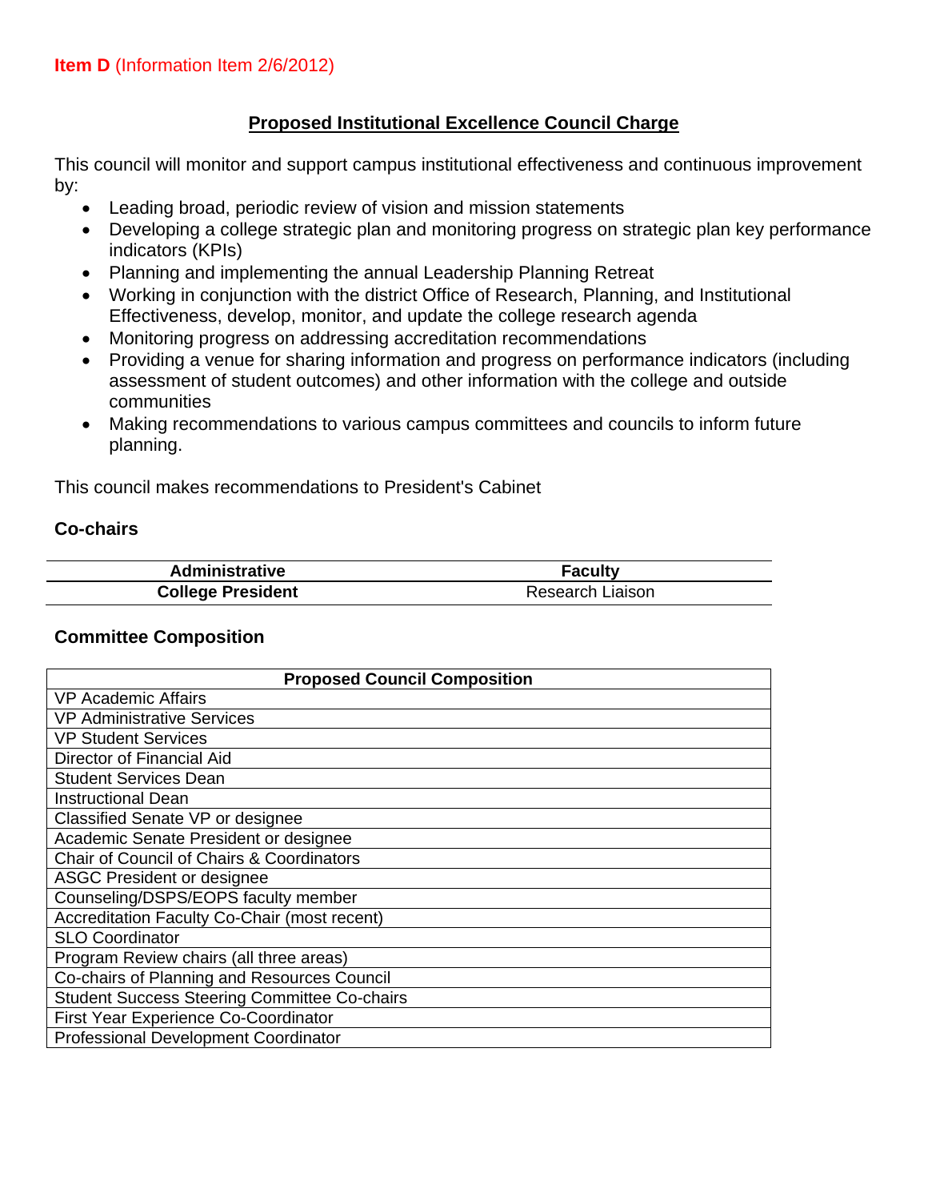**Item D** (Information Item 2/6/2012)

## Proposed Institutional Excellence Council Charge

This council will monitor and support campus institutional effectiveness and continuous improvement by:

- Leading broad, periodic review of vision and mission statements
- Developing a college strategic plan and monitoring progress on strategic plan key performance indicators (KPIs)
- Planning and implementing the annual Leadership Planning Retreat
- Working in conjunction with the district Office of Research, Planning, and Institutional Effectiveness, develop, monitor, and update the college research agenda
- Monitoring progress on addressing accreditation recommendations
- Providing a venue for sharing information and progress on performance indicators (including assessment of student outcomes) and other information with the college and outside communities
- Making recommendations to various campus committees and councils to inform future planning.

This council makes recommendations to President's Cabinet

### Co-chairs

| Administrative | Faculty |
|---|---|
| **College President** | Research Liaison |

### Committee Composition

| Proposed Council Composition |
|---|
| VP Academic Affairs |
| VP Administrative Services |
| VP Student Services |
| Director of Financial Aid |
| Student Services Dean |
| Instructional Dean |
| Classified Senate VP or designee |
| Academic Senate President or designee |
| Chair of Council of Chairs & Coordinators |
| ASGC President or designee |
| Counseling/DSPS/EOPS faculty member |
| Accreditation Faculty Co-Chair (most recent) |
| SLO Coordinator |
| Program Review chairs (all three areas) |
| Co-chairs of Planning and Resources Council |
| Student Success Steering Committee Co-chairs |
| First Year Experience Co-Coordinator |
| Professional Development Coordinator |